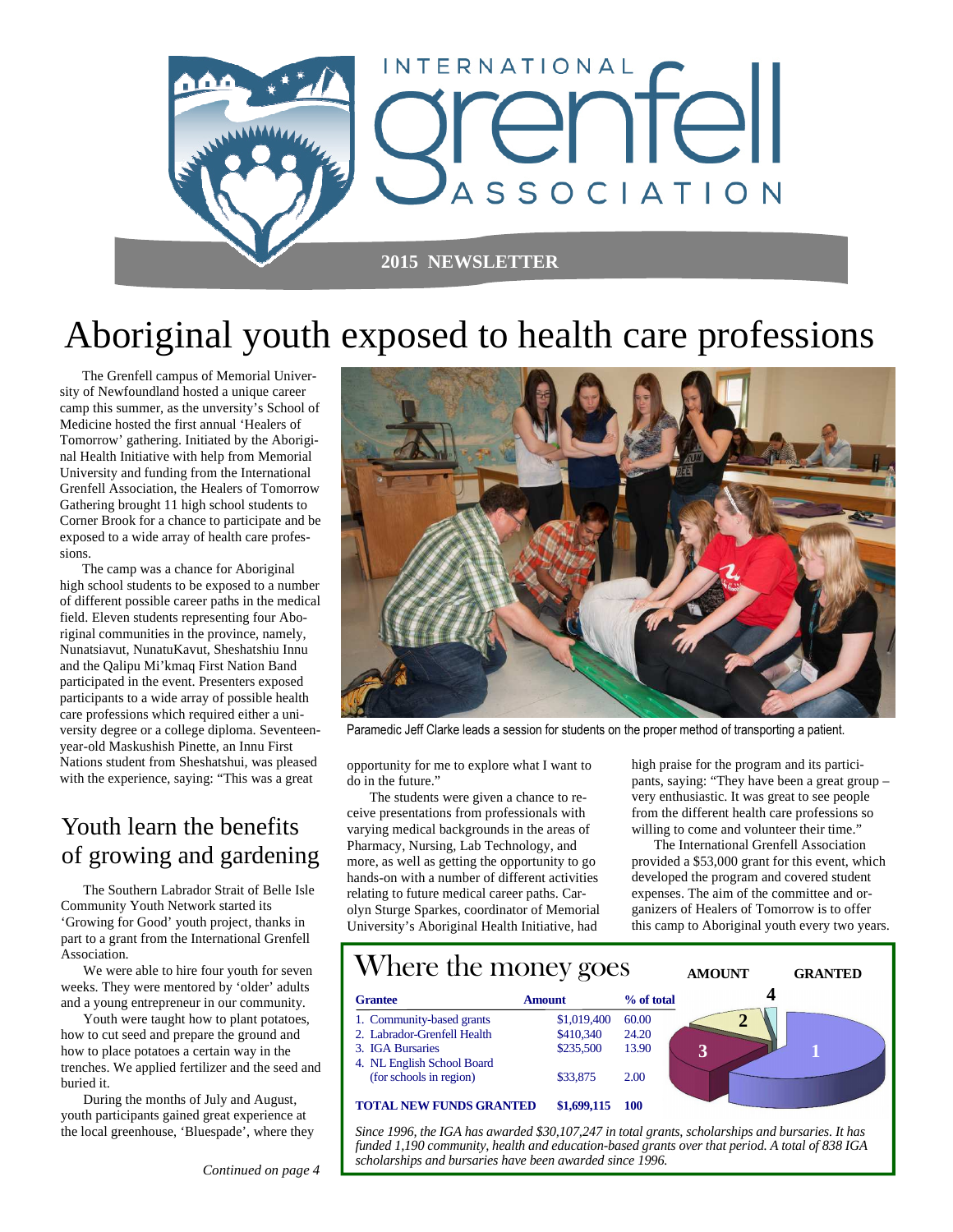INTERNATIONAL grenfell ASSOCIATION

**2015 NEWSLETTER**

# Aboriginal youth exposed to health care professions

The Grenfell campus of Memorial University of Newfoundland hosted a unique career camp this summer, as the unversity's School of Medicine hosted the first annual 'Healers of Tomorrow' gathering. Initiated by the Aboriginal Health Initiative with help from Memorial University and funding from the International Grenfell Association, the Healers of Tomorrow Gathering brought 11 high school students to Corner Brook for a chance to participate and be exposed to a wide array of health care professions.

The camp was a chance for Aboriginal high school students to be exposed to a number of different possible career paths in the medical field. Eleven students representing four Aboriginal communities in the province, namely, Nunatsiavut, NunatuKavut, Sheshatshiu Innu and the Qalipu Mi'kmaq First Nation Band participated in the event. Presenters exposed participants to a wide array of possible health care professions which required either a university degree or a college diploma. Seventeen-year-old Maskushish Pinette, an Innu First Nations student from Sheshatshui, was pleased with the experience, saying: "This was a great opportunity for me to explore what I want to do in the future."

Paramedic Jeff Clarke leads a session for students on the proper method of transporting a patient.

The students were given a chance to receive presentations from professionals with varying medical backgrounds in the areas of Pharmacy, Nursing, Lab Technology, and more, as well as getting the opportunity to go hands-on with a number of different activities relating to future medical career paths. Carolyn Sturge Sparkes, coordinator of Memorial University's Aboriginal Health Initiative, had high praise for the program and its participants, saying: "They have been a great group – very enthusiastic. It was great to see people from the different health care professions so willing to come and volunteer their time."

The International Grenfell Association provided a $53,000 grant for this event, which developed the program and covered student expenses. The aim of the committee and organizers of Healers of Tomorrow is to offer this camp to Aboriginal youth every two years.

## Youth learn the benefits of growing and gardening

The Southern Labrador Strait of Belle Isle Community Youth Network started its 'Growing for Good' youth project, thanks in part to a grant from the International Grenfell Association.

We were able to hire four youth for seven weeks. They were mentored by 'older' adults and a young entrepreneur in our community.

Youth were taught how to plant potatoes, how to cut seed and prepare the ground and how to place potatoes a certain way in the trenches. We applied fertilizer and the seed and buried it.

During the months of July and August, youth participants gained great experience at the local greenhouse, 'Bluespade', where they

*Continued on page 4*

## Where the money goes

| Grantee | Amount | % of total |
|---|---|---|
| 1. Community-based grants | $1,019,400 | 60.00 |
| 2. Labrador-Grenfell Health | $410,340 | 24.20 |
| 3. IGA Bursaries | $235,500 | 13.90 |
| 4. NL English School Board (for schools in region) | $33,875 | 2.00 |
| **TOTAL NEW FUNDS GRANTED** | **$1,699,115** | **100** |

**AMOUNT GRANTED**

*Since 1996, the IGA has awarded $30,107,247 in total grants, scholarships and bursaries. It has funded 1,190 community, health and education-based grants over that period. A total of 838 IGA scholarships and bursaries have been awarded since 1996.*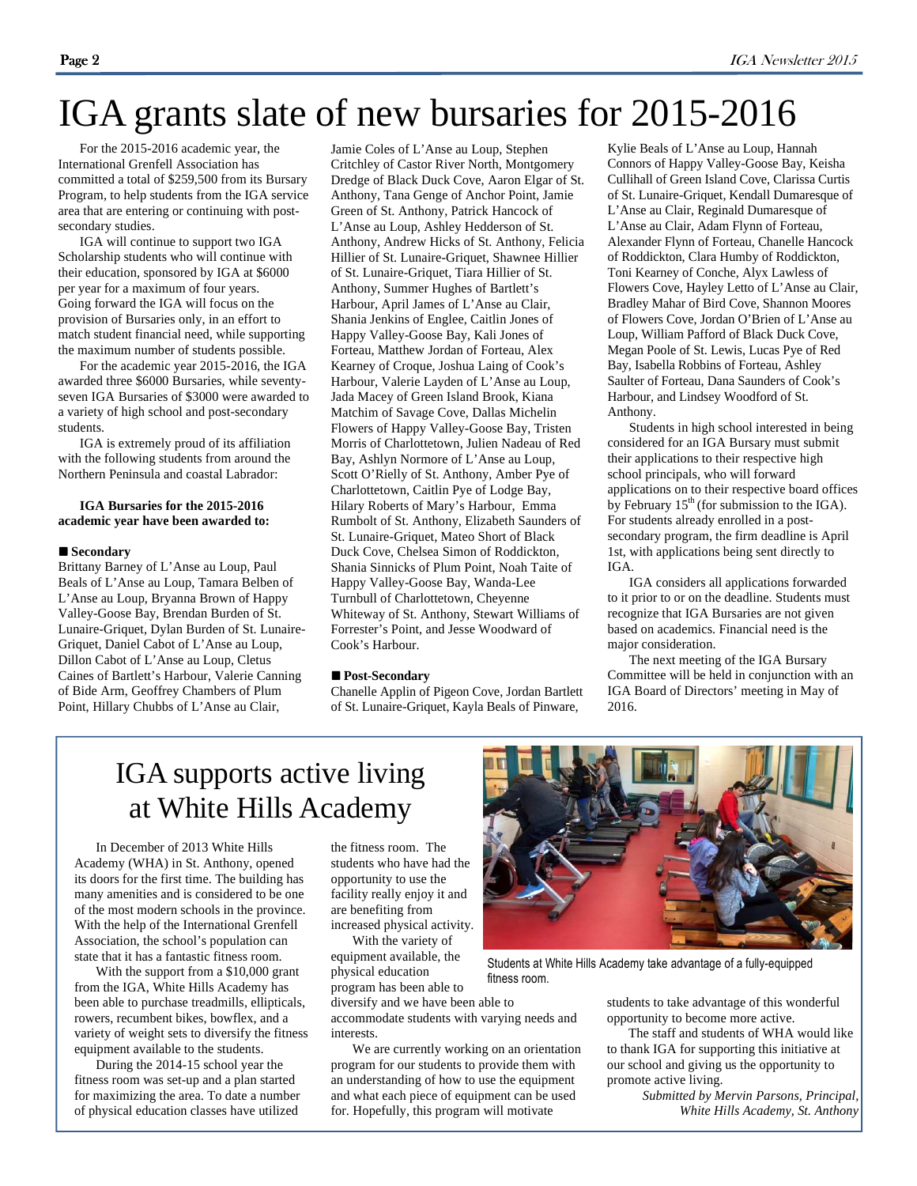# IGA grants slate of new bursaries for 2015-2016

For the 2015-2016 academic year, the International Grenfell Association has committed a total of $259,500 from its Bursary Program, to help students from the IGA service area that are entering or continuing with post-secondary studies.

IGA will continue to support two IGA Scholarship students who will continue with their education, sponsored by IGA at $6000 per year for a maximum of four years. Going forward the IGA will focus on the provision of Bursaries only, in an effort to match student financial need, while supporting the maximum number of students possible.

For the academic year 2015-2016, the IGA awarded three $6000 Bursaries, while seventy-seven IGA Bursaries of $3000 were awarded to a variety of high school and post-secondary students.

IGA is extremely proud of its affiliation with the following students from around the Northern Peninsula and coastal Labrador:

**IGA Bursaries for the 2015-2016 academic year have been awarded to:**

■ **Secondary**

Brittany Barney of L'Anse au Loup, Paul Beals of L'Anse au Loup, Tamara Belben of L'Anse au Loup, Bryanna Brown of Happy Valley-Goose Bay, Brendan Burden of St. Lunaire-Griquet, Dylan Burden of St. Lunaire-Griquet, Daniel Cabot of L'Anse au Loup, Dillon Cabot of L'Anse au Loup, Cletus Caines of Bartlett's Harbour, Valerie Canning of Bide Arm, Geoffrey Chambers of Plum Point, Hillary Chubbs of L'Anse au Clair, Jamie Coles of L'Anse au Loup, Stephen Critchley of Castor River North, Montgomery Dredge of Black Duck Cove, Aaron Elgar of St. Anthony, Tana Genge of Anchor Point, Jamie Green of St. Anthony, Patrick Hancock of L'Anse au Loup, Ashley Hedderson of St. Anthony, Andrew Hicks of St. Anthony, Felicia Hillier of St. Lunaire-Griquet, Shawnee Hillier of St. Lunaire-Griquet, Tiara Hillier of St. Anthony, Summer Hughes of Bartlett's Harbour, April James of L'Anse au Clair, Shania Jenkins of Englee, Caitlin Jones of Happy Valley-Goose Bay, Kali Jones of Forteau, Matthew Jordan of Forteau, Alex Kearney of Croque, Joshua Laing of Cook's Harbour, Valerie Layden of L'Anse au Loup, Jada Macey of Green Island Brook, Kiana Matchim of Savage Cove, Dallas Michelin Flowers of Happy Valley-Goose Bay, Tristen Morris of Charlottetown, Julien Nadeau of Red Bay, Ashlyn Normore of L'Anse au Loup, Scott O'Rielly of St. Anthony, Amber Pye of Charlottetown, Caitlin Pye of Lodge Bay, Hilary Roberts of Mary's Harbour, Emma Rumbolt of St. Anthony, Elizabeth Saunders of St. Lunaire-Griquet, Mateo Short of Black Duck Cove, Chelsea Simon of Roddickton, Shania Sinnicks of Plum Point, Noah Taite of Happy Valley-Goose Bay, Wanda-Lee Turnbull of Charlottetown, Cheyenne Whiteway of St. Anthony, Stewart Williams of Forrester's Point, and Jesse Woodward of Cook's Harbour.

■ **Post-Secondary**

Chanelle Applin of Pigeon Cove, Jordan Bartlett of St. Lunaire-Griquet, Kayla Beals of Pinware, Kylie Beals of L'Anse au Loup, Hannah Connors of Happy Valley-Goose Bay, Keisha Cullihall of Green Island Cove, Clarissa Curtis of St. Lunaire-Griquet, Kendall Dumaresque of L'Anse au Clair, Reginald Dumaresque of L'Anse au Clair, Adam Flynn of Forteau, Alexander Flynn of Forteau, Chanelle Hancock of Roddickton, Clara Humby of Roddickton, Toni Kearney of Conche, Alyx Lawless of Flowers Cove, Hayley Letto of L'Anse au Clair, Bradley Mahar of Bird Cove, Shannon Moores of Flowers Cove, Jordan O'Brien of L'Anse au Loup, William Pafford of Black Duck Cove, Megan Poole of St. Lewis, Lucas Pye of Red Bay, Isabella Robbins of Forteau, Ashley Saulter of Forteau, Dana Saunders of Cook's Harbour, and Lindsey Woodford of St. Anthony.

Students in high school interested in being considered for an IGA Bursary must submit their applications to their respective high school principals, who will forward applications on to their respective board offices by February 15th (for submission to the IGA). For students already enrolled in a post-secondary program, the firm deadline is April 1st, with applications being sent directly to IGA.

IGA considers all applications forwarded to it prior to or on the deadline. Students must recognize that IGA Bursaries are not given based on academics. Financial need is the major consideration.

The next meeting of the IGA Bursary Committee will be held in conjunction with an IGA Board of Directors' meeting in May of 2016.

## IGA supports active living at White Hills Academy

In December of 2013 White Hills Academy (WHA) in St. Anthony, opened its doors for the first time. The building has many amenities and is considered to be one of the most modern schools in the province. With the help of the International Grenfell Association, the school's population can state that it has a fantastic fitness room.

With the support from a $10,000 grant from the IGA, White Hills Academy has been able to purchase treadmills, ellipticals, rowers, recumbent bikes, bowflex, and a variety of weight sets to diversify the fitness equipment available to the students.

During the 2014-15 school year the fitness room was set-up and a plan started for maximizing the area. To date a number of physical education classes have utilized the fitness room. The students who have had the opportunity to use the facility really enjoy it and are benefiting from increased physical activity.

With the variety of equipment available, the physical education program has been able to diversify and we have been able to accommodate students with varying needs and interests.

We are currently working on an orientation program for our students to provide them with an understanding of how to use the equipment and what each piece of equipment can be used for. Hopefully, this program will motivate students to take advantage of this wonderful opportunity to become more active.

The staff and students of WHA would like to thank IGA for supporting this initiative at our school and giving us the opportunity to promote active living.

*Submitted by Mervin Parsons, Principal, White Hills Academy, St. Anthony*

Students at White Hills Academy take advantage of a fully-equipped fitness room.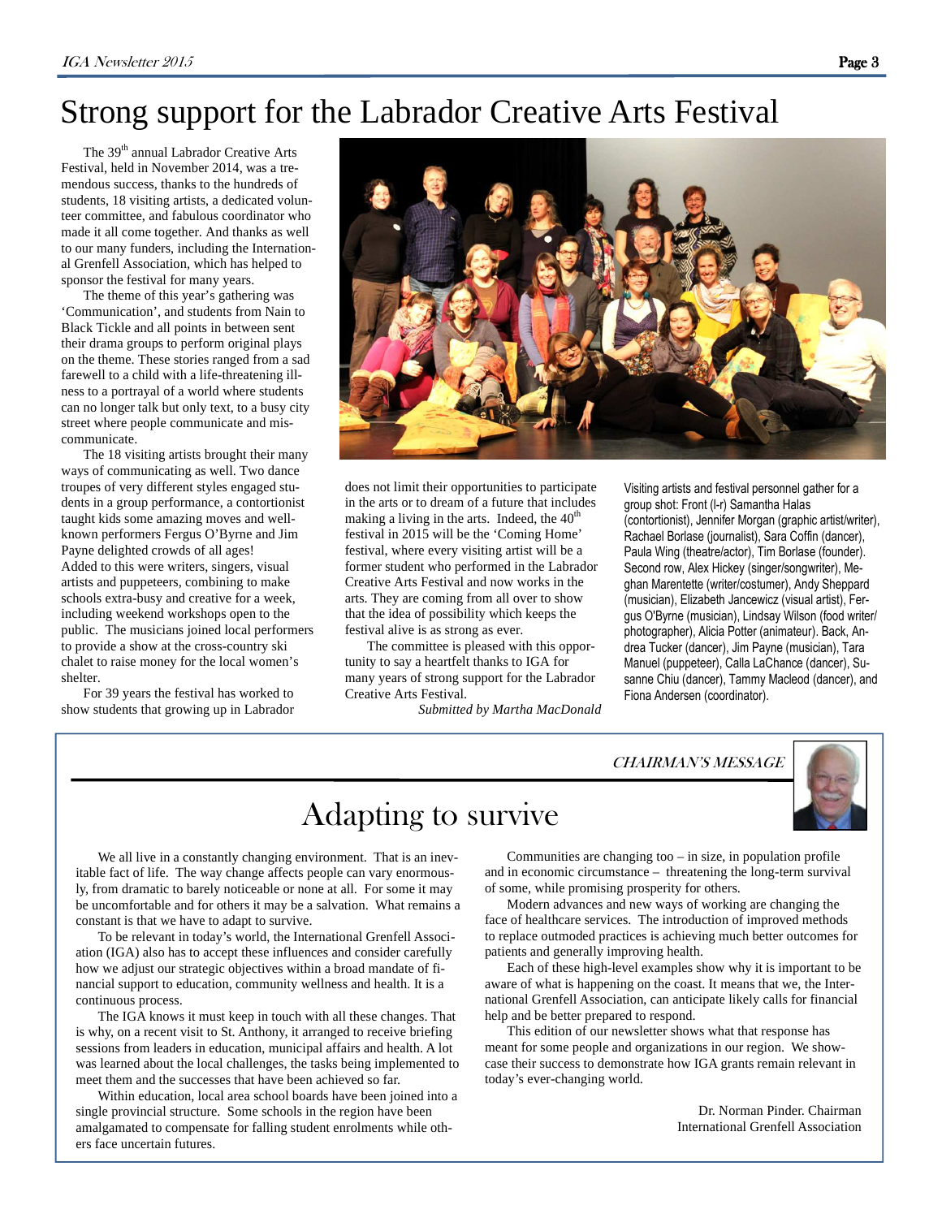# Strong support for the Labrador Creative Arts Festival

The 39th annual Labrador Creative Arts Festival, held in November 2014, was a tremendous success, thanks to the hundreds of students, 18 visiting artists, a dedicated volunteer committee, and fabulous coordinator who made it all come together. And thanks as well to our many funders, including the International Grenfell Association, which has helped to sponsor the festival for many years.

The theme of this year's gathering was 'Communication', and students from Nain to Black Tickle and all points in between sent their drama groups to perform original plays on the theme. These stories ranged from a sad farewell to a child with a life-threatening illness to a portrayal of a world where students can no longer talk but only text, to a busy city street where people communicate and miscommunicate.

The 18 visiting artists brought their many ways of communicating as well. Two dance troupes of very different styles engaged students in a group performance, a contortionist taught kids some amazing moves and well-known performers Fergus O'Byrne and Jim Payne delighted crowds of all ages! Added to this were writers, singers, visual artists and puppeteers, combining to make schools extra-busy and creative for a week, including weekend workshops open to the public. The musicians joined local performers to provide a show at the cross-country ski chalet to raise money for the local women's shelter.

For 39 years the festival has worked to show students that growing up in Labrador does not limit their opportunities to participate in the arts or to dream of a future that includes making a living in the arts. Indeed, the 40th festival in 2015 will be the 'Coming Home' festival, where every visiting artist will be a former student who performed in the Labrador Creative Arts Festival and now works in the arts. They are coming from all over to show that the idea of possibility which keeps the festival alive is as strong as ever.

The committee is pleased with this opportunity to say a heartfelt thanks to IGA for many years of strong support for the Labrador Creative Arts Festival.

*Submitted by Martha MacDonald*

Visiting artists and festival personnel gather for a group shot: Front (l-r) Samantha Halas (contortionist), Jennifer Morgan (graphic artist/writer), Rachael Borlase (journalist), Sara Coffin (dancer), Paula Wing (theatre/actor), Tim Borlase (founder). Second row, Alex Hickey (singer/songwriter), Meghan Marentette (writer/costumer), Andy Sheppard (musician), Elizabeth Jancewicz (visual artist), Fergus O'Byrne (musician), Lindsay Wilson (food writer/photographer), Alicia Potter (animateur). Back, Andrea Tucker (dancer), Jim Payne (musician), Tara Manuel (puppeteer), Calla LaChance (dancer), Susanne Chiu (dancer), Tammy Macleod (dancer), and Fiona Andersen (coordinator).

*CHAIRMAN'S MESSAGE*

## Adapting to survive

We all live in a constantly changing environment. That is an inevitable fact of life. The way change affects people can vary enormously, from dramatic to barely noticeable or none at all. For some it may be uncomfortable and for others it may be a salvation. What remains a constant is that we have to adapt to survive.

To be relevant in today's world, the International Grenfell Association (IGA) also has to accept these influences and consider carefully how we adjust our strategic objectives within a broad mandate of financial support to education, community wellness and health. It is a continuous process.

The IGA knows it must keep in touch with all these changes. That is why, on a recent visit to St. Anthony, it arranged to receive briefing sessions from leaders in education, municipal affairs and health. A lot was learned about the local challenges, the tasks being implemented to meet them and the successes that have been achieved so far.

Within education, local area school boards have been joined into a single provincial structure. Some schools in the region have been amalgamated to compensate for falling student enrolments while others face uncertain futures.

Communities are changing too – in size, in population profile and in economic circumstance – threatening the long-term survival of some, while promising prosperity for others.

Modern advances and new ways of working are changing the face of healthcare services. The introduction of improved methods to replace outmoded practices is achieving much better outcomes for patients and generally improving health.

Each of these high-level examples show why it is important to be aware of what is happening on the coast. It means that we, the International Grenfell Association, can anticipate likely calls for financial help and be better prepared to respond.

This edition of our newsletter shows what that response has meant for some people and organizations in our region. We showcase their success to demonstrate how IGA grants remain relevant in today's ever-changing world.

Dr. Norman Pinder. Chairman
International Grenfell Association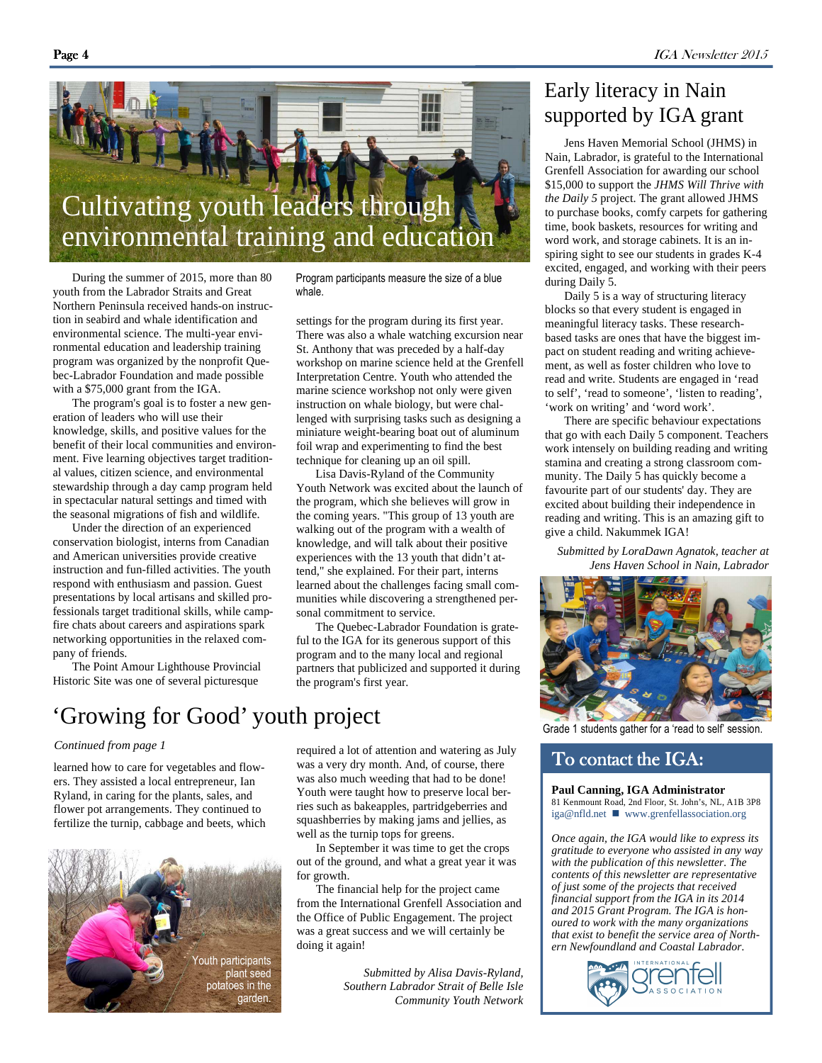# Cultivating youth leaders through environmental training and education

Program participants measure the size of a blue whale.

During the summer of 2015, more than 80 youth from the Labrador Straits and Great Northern Peninsula received hands-on instruction in seabird and whale identification and environmental science. The multi-year environmental education and leadership training program was organized by the nonprofit Quebec-Labrador Foundation and made possible with a $75,000 grant from the IGA.

The program's goal is to foster a new generation of leaders who will use their knowledge, skills, and positive values for the benefit of their local communities and environment. Five learning objectives target traditional values, citizen science, and environmental stewardship through a day camp program held in spectacular natural settings and timed with the seasonal migrations of fish and wildlife.

Under the direction of an experienced conservation biologist, interns from Canadian and American universities provide creative instruction and fun-filled activities. The youth respond with enthusiasm and passion. Guest presentations by local artisans and skilled professionals target traditional skills, while campfire chats about careers and aspirations spark networking opportunities in the relaxed company of friends.

The Point Amour Lighthouse Provincial Historic Site was one of several picturesque settings for the program during its first year. There was also a whale watching excursion near St. Anthony that was preceded by a half-day workshop on marine science held at the Grenfell Interpretation Centre. Youth who attended the marine science workshop not only were given instruction on whale biology, but were challenged with surprising tasks such as designing a miniature weight-bearing boat out of aluminum foil wrap and experimenting to find the best technique for cleaning up an oil spill.

Lisa Davis-Ryland of the Community Youth Network was excited about the launch of the program, which she believes will grow in the coming years. "This group of 13 youth are walking out of the program with a wealth of knowledge, and will talk about their positive experiences with the 13 youth that didn't attend," she explained. For their part, interns learned about the challenges facing small communities while discovering a strengthened personal commitment to service.

The Quebec-Labrador Foundation is grateful to the IGA for its generous support of this program and to the many local and regional partners that publicized and supported it during the program's first year.

# 'Growing for Good' youth project

*Continued from page 1*

learned how to care for vegetables and flowers. They assisted a local entrepreneur, Ian Ryland, in caring for the plants, sales, and flower pot arrangements. They continued to fertilize the turnip, cabbage and beets, which required a lot of attention and watering as July was a very dry month. And, of course, there was also much weeding that had to be done! Youth were taught how to preserve local berries such as bakeapples, partridgeberries and squashberries by making jams and jellies, as well as the turnip tops for greens.

In September it was time to get the crops out of the ground, and what a great year it was for growth.

The financial help for the project came from the International Grenfell Association and the Office of Public Engagement. The project was a great success and we will certainly be doing it again!

Youth participants plant seed potatoes in the garden.

*Submitted by Alisa Davis-Ryland, Southern Labrador Strait of Belle Isle Community Youth Network*

# Early literacy in Nain supported by IGA grant

Jens Haven Memorial School (JHMS) in Nain, Labrador, is grateful to the International Grenfell Association for awarding our school $15,000 to support the *JHMS Will Thrive with the Daily 5* project. The grant allowed JHMS to purchase books, comfy carpets for gathering time, book baskets, resources for writing and word work, and storage cabinets. It is an inspiring sight to see our students in grades K-4 excited, engaged, and working with their peers during Daily 5.

Daily 5 is a way of structuring literacy blocks so that every student is engaged in meaningful literacy tasks. These research-based tasks are ones that have the biggest impact on student reading and writing achievement, as well as foster children who love to read and write. Students are engaged in 'read to self', 'read to someone', 'listen to reading', 'work on writing' and 'word work'.

There are specific behaviour expectations that go with each Daily 5 component. Teachers work intensely on building reading and writing stamina and creating a strong classroom community. The Daily 5 has quickly become a favourite part of our students' day. They are excited about building their independence in reading and writing. This is an amazing gift to give a child. Nakummek IGA!

*Submitted by LoraDawn Agnatok, teacher at Jens Haven School in Nain, Labrador*

Grade 1 students gather for a 'read to self' session.

## To contact the IGA:

**Paul Canning, IGA Administrator**
81 Kenmount Road, 2nd Floor, St. John's, NL, A1B 3P8
iga@nfld.net ■ www.grenfellassociation.org

*Once again, the IGA would like to express its gratitude to everyone who assisted in any way with the publication of this newsletter. The contents of this newsletter are representative of just some of the projects that received financial support from the IGA in its 2014 and 2015 Grant Program. The IGA is honoured to work with the many organizations that exist to benefit the service area of Northern Newfoundland and Coastal Labrador.*

International Grenfell Association